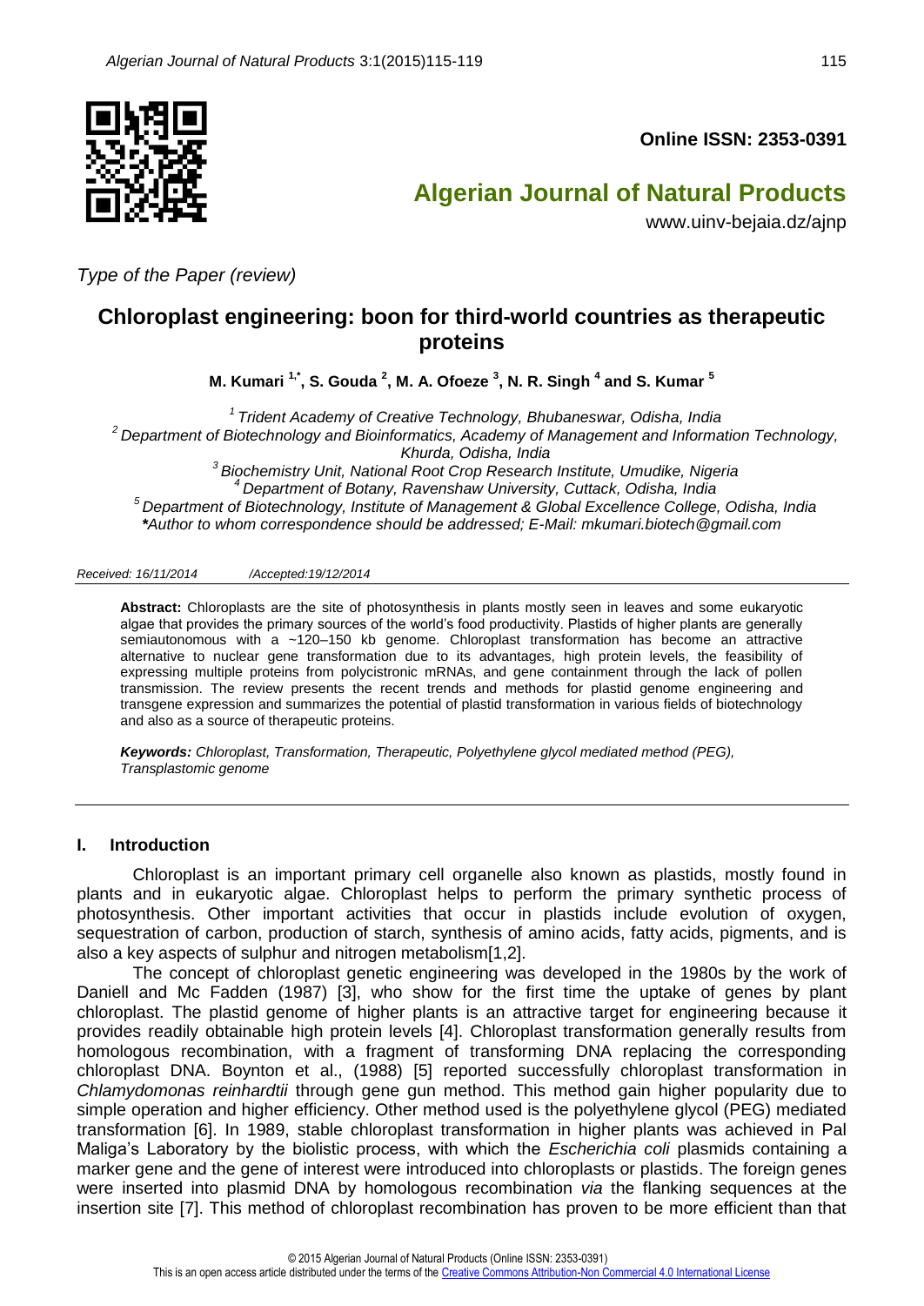Online ISSN: 2353-0391

# Algerian Journal of Natural Products

www.uinv-bejaia.dz/ajnp

*Type of the Paper (review)*

# Chloroplast engineering: boon for third-world countries as therapeutic proteins

**M. Kumari [1,*], S. Gouda [2], M. A. Ofoeze [3], N. R. Singh [4] and S. Kumar [5]**

[1] *Trident Academy of Creative Technology, Bhubaneswar, Odisha, India*
[2] *Department of Biotechnology and Bioinformatics, Academy of Management and Information Technology, Khurda, Odisha, India*
[3] *Biochemistry Unit, National Root Crop Research Institute, Umudike, Nigeria*
[4] *Department of Botany, Ravenshaw University, Cuttack, Odisha, India*
[5] *Department of Biotechnology, Institute of Management & Global Excellence College, Odisha, India*
*\*Author to whom correspondence should be addressed; E-Mail: mkumari.biotech@gmail.com*

*Received: 16/11/2014 /Accepted:19/12/2014*

**Abstract:** Chloroplasts are the site of photosynthesis in plants mostly seen in leaves and some eukaryotic algae that provides the primary sources of the world's food productivity. Plastids of higher plants are generally semiautonomous with a ~120–150 kb genome. Chloroplast transformation has become an attractive alternative to nuclear gene transformation due to its advantages, high protein levels, the feasibility of expressing multiple proteins from polycistronic mRNAs, and gene containment through the lack of pollen transmission. The review presents the recent trends and methods for plastid genome engineering and transgene expression and summarizes the potential of plastid transformation in various fields of biotechnology and also as a source of therapeutic proteins.

***Keywords:*** *Chloroplast, Transformation, Therapeutic, Polyethylene glycol mediated method (PEG), Transplastomic genome*

## I. Introduction

Chloroplast is an important primary cell organelle also known as plastids, mostly found in plants and in eukaryotic algae. Chloroplast helps to perform the primary synthetic process of photosynthesis. Other important activities that occur in plastids include evolution of oxygen, sequestration of carbon, production of starch, synthesis of amino acids, fatty acids, pigments, and is also a key aspects of sulphur and nitrogen metabolism[1,2].

The concept of chloroplast genetic engineering was developed in the 1980s by the work of Daniell and Mc Fadden (1987) [3], who show for the first time the uptake of genes by plant chloroplast. The plastid genome of higher plants is an attractive target for engineering because it provides readily obtainable high protein levels [4]. Chloroplast transformation generally results from homologous recombination, with a fragment of transforming DNA replacing the corresponding chloroplast DNA. Boynton et al., (1988) [5] reported successfully chloroplast transformation in *Chlamydomonas reinhardtii* through gene gun method. This method gain higher popularity due to simple operation and higher efficiency. Other method used is the polyethylene glycol (PEG) mediated transformation [6]. In 1989, stable chloroplast transformation in higher plants was achieved in Pal Maliga's Laboratory by the biolistic process, with which the *Escherichia coli* plasmids containing a marker gene and the gene of interest were introduced into chloroplasts or plastids. The foreign genes were inserted into plasmid DNA by homologous recombination *via* the flanking sequences at the insertion site [7]. This method of chloroplast recombination has proven to be more efficient than that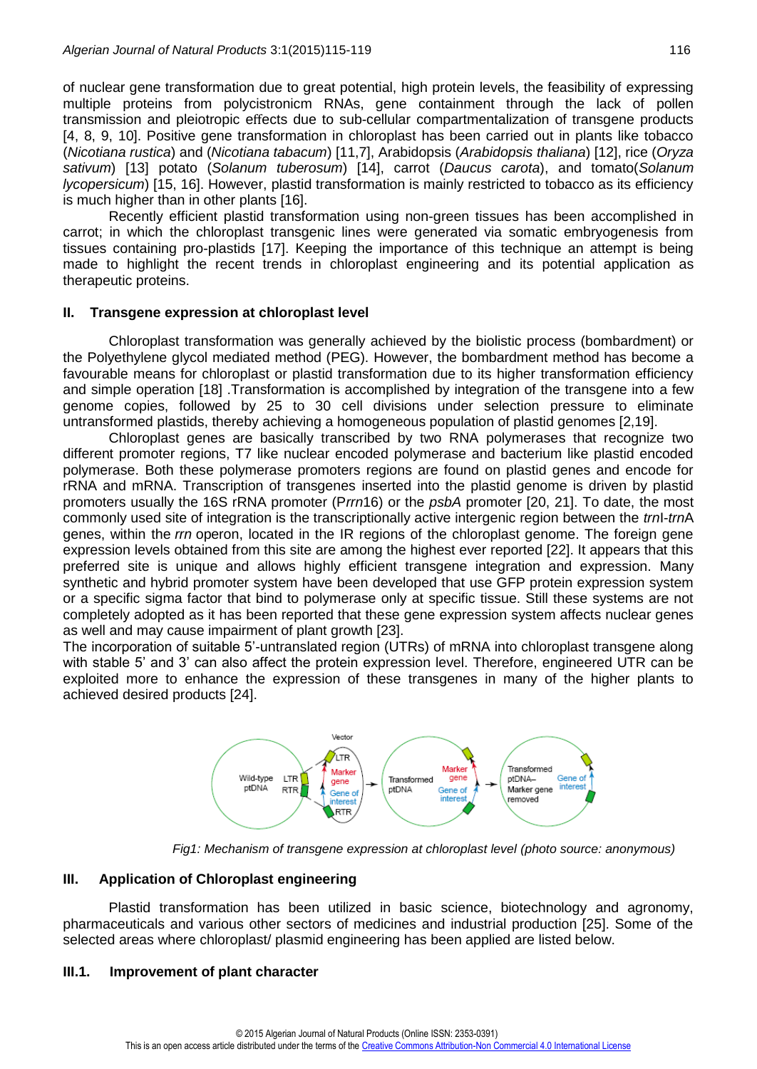of nuclear gene transformation due to great potential, high protein levels, the feasibility of expressing multiple proteins from polycistronicm RNAs, gene containment through the lack of pollen transmission and pleiotropic effects due to sub-cellular compartmentalization of transgene products [4, 8, 9, 10]. Positive gene transformation in chloroplast has been carried out in plants like tobacco (*Nicotiana rustica*) and (*Nicotiana tabacum*) [11,7], Arabidopsis (*Arabidopsis thaliana*) [12], rice (*Oryza sativum*) [13] potato (*Solanum tuberosum*) [14], carrot (*Daucus carota*), and tomato(*Solanum lycopersicum*) [15, 16]. However, plastid transformation is mainly restricted to tobacco as its efficiency is much higher than in other plants [16].

Recently efficient plastid transformation using non-green tissues has been accomplished in carrot; in which the chloroplast transgenic lines were generated via somatic embryogenesis from tissues containing pro-plastids [17]. Keeping the importance of this technique an attempt is being made to highlight the recent trends in chloroplast engineering and its potential application as therapeutic proteins.

## II. Transgene expression at chloroplast level

Chloroplast transformation was generally achieved by the biolistic process (bombardment) or the Polyethylene glycol mediated method (PEG). However, the bombardment method has become a favourable means for chloroplast or plastid transformation due to its higher transformation efficiency and simple operation [18] .Transformation is accomplished by integration of the transgene into a few genome copies, followed by 25 to 30 cell divisions under selection pressure to eliminate untransformed plastids, thereby achieving a homogeneous population of plastid genomes [2,19].

Chloroplast genes are basically transcribed by two RNA polymerases that recognize two different promoter regions, T7 like nuclear encoded polymerase and bacterium like plastid encoded polymerase. Both these polymerase promoters regions are found on plastid genes and encode for rRNA and mRNA. Transcription of transgenes inserted into the plastid genome is driven by plastid promoters usually the 16S rRNA promoter (P*rrn*16) or the *psbA* promoter [20, 21]. To date, the most commonly used site of integration is the transcriptionally active intergenic region between the *trn*I-*trn*A genes, within the *rrn* operon, located in the IR regions of the chloroplast genome. The foreign gene expression levels obtained from this site are among the highest ever reported [22]. It appears that this preferred site is unique and allows highly efficient transgene integration and expression. Many synthetic and hybrid promoter system have been developed that use GFP protein expression system or a specific sigma factor that bind to polymerase only at specific tissue. Still these systems are not completely adopted as it has been reported that these gene expression system affects nuclear genes as well and may cause impairment of plant growth [23].

The incorporation of suitable 5'-untranslated region (UTRs) of mRNA into chloroplast transgene along with stable 5' and 3' can also affect the protein expression level. Therefore, engineered UTR can be exploited more to enhance the expression of these transgenes in many of the higher plants to achieved desired products [24].

*Fig1: Mechanism of transgene expression at chloroplast level (photo source: anonymous)*

## III. Application of Chloroplast engineering

Plastid transformation has been utilized in basic science, biotechnology and agronomy, pharmaceuticals and various other sectors of medicines and industrial production [25]. Some of the selected areas where chloroplast/ plasmid engineering has been applied are listed below.

### III.1. Improvement of plant character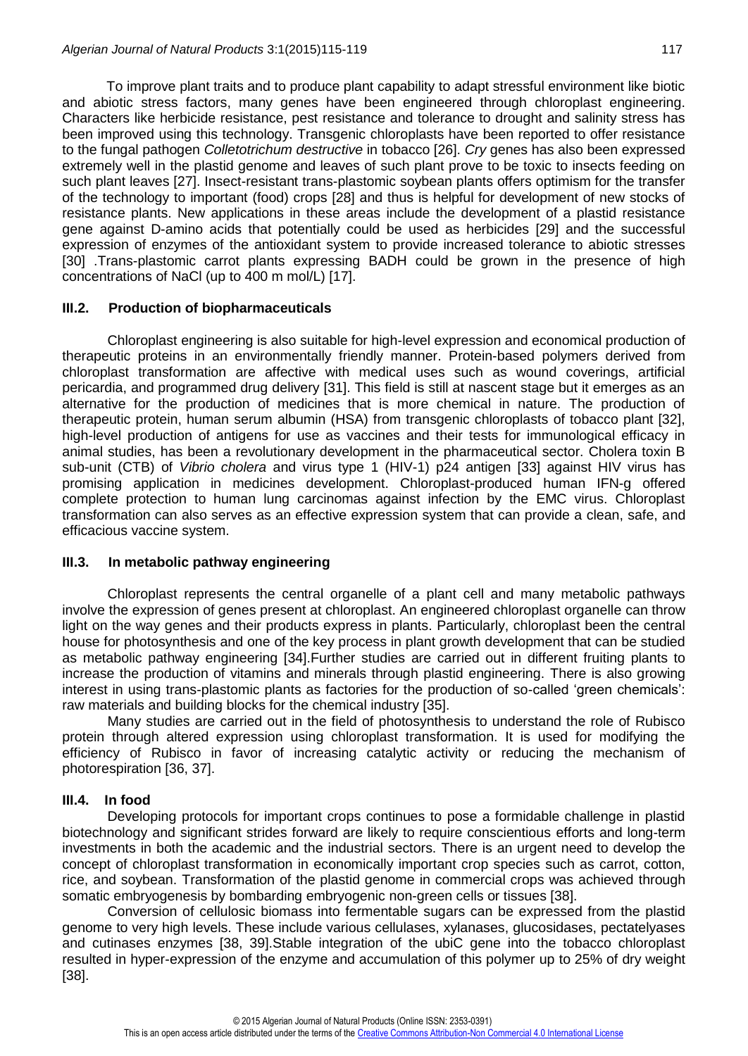To improve plant traits and to produce plant capability to adapt stressful environment like biotic and abiotic stress factors, many genes have been engineered through chloroplast engineering. Characters like herbicide resistance, pest resistance and tolerance to drought and salinity stress has been improved using this technology. Transgenic chloroplasts have been reported to offer resistance to the fungal pathogen *Colletotrichum destructive* in tobacco [26]. *Cry* genes has also been expressed extremely well in the plastid genome and leaves of such plant prove to be toxic to insects feeding on such plant leaves [27]. Insect-resistant trans-plastomic soybean plants offers optimism for the transfer of the technology to important (food) crops [28] and thus is helpful for development of new stocks of resistance plants. New applications in these areas include the development of a plastid resistance gene against D-amino acids that potentially could be used as herbicides [29] and the successful expression of enzymes of the antioxidant system to provide increased tolerance to abiotic stresses [30] .Trans-plastomic carrot plants expressing BADH could be grown in the presence of high concentrations of NaCl (up to 400 m mol/L) [17].

### III.2. Production of biopharmaceuticals

Chloroplast engineering is also suitable for high-level expression and economical production of therapeutic proteins in an environmentally friendly manner. Protein-based polymers derived from chloroplast transformation are affective with medical uses such as wound coverings, artificial pericardia, and programmed drug delivery [31]. This field is still at nascent stage but it emerges as an alternative for the production of medicines that is more chemical in nature. The production of therapeutic protein, human serum albumin (HSA) from transgenic chloroplasts of tobacco plant [32], high-level production of antigens for use as vaccines and their tests for immunological efficacy in animal studies, has been a revolutionary development in the pharmaceutical sector. Cholera toxin B sub-unit (CTB) of *Vibrio cholera* and virus type 1 (HIV-1) p24 antigen [33] against HIV virus has promising application in medicines development. Chloroplast-produced human IFN-g offered complete protection to human lung carcinomas against infection by the EMC virus. Chloroplast transformation can also serves as an effective expression system that can provide a clean, safe, and efficacious vaccine system.

### III.3. In metabolic pathway engineering

Chloroplast represents the central organelle of a plant cell and many metabolic pathways involve the expression of genes present at chloroplast. An engineered chloroplast organelle can throw light on the way genes and their products express in plants. Particularly, chloroplast been the central house for photosynthesis and one of the key process in plant growth development that can be studied as metabolic pathway engineering [34].Further studies are carried out in different fruiting plants to increase the production of vitamins and minerals through plastid engineering. There is also growing interest in using trans-plastomic plants as factories for the production of so-called 'green chemicals': raw materials and building blocks for the chemical industry [35].

Many studies are carried out in the field of photosynthesis to understand the role of Rubisco protein through altered expression using chloroplast transformation. It is used for modifying the efficiency of Rubisco in favor of increasing catalytic activity or reducing the mechanism of photorespiration [36, 37].

### III.4. In food

Developing protocols for important crops continues to pose a formidable challenge in plastid biotechnology and significant strides forward are likely to require conscientious efforts and long-term investments in both the academic and the industrial sectors. There is an urgent need to develop the concept of chloroplast transformation in economically important crop species such as carrot, cotton, rice, and soybean. Transformation of the plastid genome in commercial crops was achieved through somatic embryogenesis by bombarding embryogenic non-green cells or tissues [38].

Conversion of cellulosic biomass into fermentable sugars can be expressed from the plastid genome to very high levels. These include various cellulases, xylanases, glucosidases, pectatelyases and cutinases enzymes [38, 39].Stable integration of the ubiC gene into the tobacco chloroplast resulted in hyper-expression of the enzyme and accumulation of this polymer up to 25% of dry weight [38].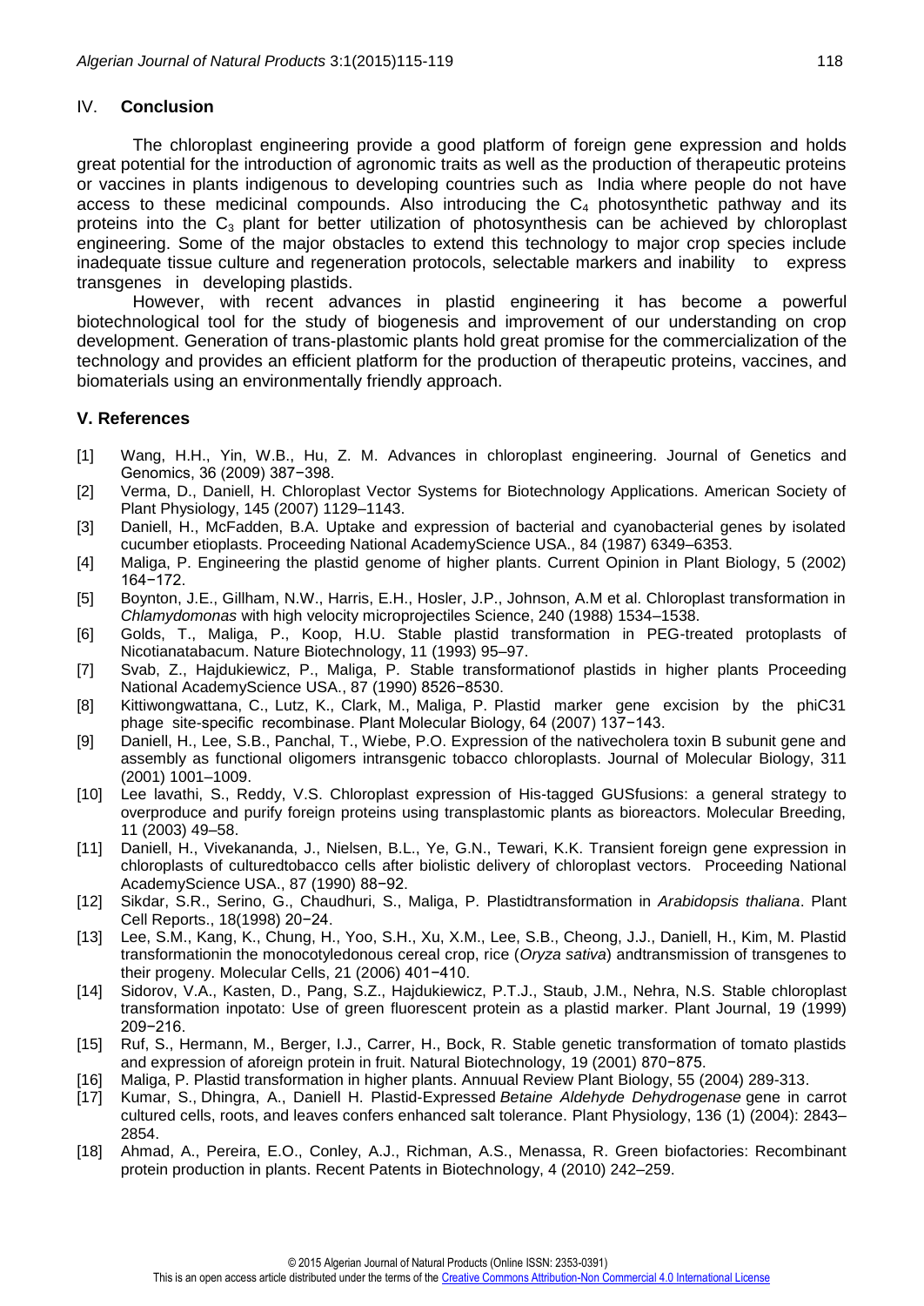## IV. **Conclusion**

The chloroplast engineering provide a good platform of foreign gene expression and holds great potential for the introduction of agronomic traits as well as the production of therapeutic proteins or vaccines in plants indigenous to developing countries such as India where people do not have access to these medicinal compounds. Also introducing the $C_4$ photosynthetic pathway and its proteins into the $C_3$ plant for better utilization of photosynthesis can be achieved by chloroplast engineering. Some of the major obstacles to extend this technology to major crop species include inadequate tissue culture and regeneration protocols, selectable markers and inability to express transgenes in developing plastids.

However, with recent advances in plastid engineering it has become a powerful biotechnological tool for the study of biogenesis and improvement of our understanding on crop development. Generation of trans-plastomic plants hold great promise for the commercialization of the technology and provides an efficient platform for the production of therapeutic proteins, vaccines, and biomaterials using an environmentally friendly approach.

## V. References

[1] Wang, H.H., Yin, W.B., Hu, Z. M. Advances in chloroplast engineering. Journal of Genetics and Genomics, 36 (2009) 387−398.

[2] Verma, D., Daniell, H. Chloroplast Vector Systems for Biotechnology Applications. American Society of Plant Physiology, 145 (2007) 1129–1143.

[3] Daniell, H., McFadden, B.A. Uptake and expression of bacterial and cyanobacterial genes by isolated cucumber etioplasts. Proceeding National AcademyScience USA., 84 (1987) 6349–6353.

[4] Maliga, P. Engineering the plastid genome of higher plants. Current Opinion in Plant Biology, 5 (2002) 164−172.

[5] Boynton, J.E., Gillham, N.W., Harris, E.H., Hosler, J.P., Johnson, A.M et al. Chloroplast transformation in *Chlamydomonas* with high velocity microprojectiles Science, 240 (1988) 1534–1538.

[6] Golds, T., Maliga, P., Koop, H.U. Stable plastid transformation in PEG-treated protoplasts of Nicotianatabacum. Nature Biotechnology, 11 (1993) 95–97.

[7] Svab, Z., Hajdukiewicz, P., Maliga, P. Stable transformationof plastids in higher plants Proceeding National AcademyScience USA., 87 (1990) 8526−8530.

[8] Kittiwongwattana, C., Lutz, K., Clark, M., Maliga, P. Plastid marker gene excision by the phiC31 phage site-specific recombinase. Plant Molecular Biology, 64 (2007) 137−143.

[9] Daniell, H., Lee, S.B., Panchal, T., Wiebe, P.O. Expression of the nativecholera toxin B subunit gene and assembly as functional oligomers intransgenic tobacco chloroplasts. Journal of Molecular Biology, 311 (2001) 1001–1009.

[10] Lee lavathi, S., Reddy, V.S. Chloroplast expression of His-tagged GUSfusions: a general strategy to overproduce and purify foreign proteins using transplastomic plants as bioreactors. Molecular Breeding, 11 (2003) 49–58.

[11] Daniell, H., Vivekananda, J., Nielsen, B.L., Ye, G.N., Tewari, K.K. Transient foreign gene expression in chloroplasts of culturedtobacco cells after biolistic delivery of chloroplast vectors. Proceeding National AcademyScience USA., 87 (1990) 88−92.

[12] Sikdar, S.R., Serino, G., Chaudhuri, S., Maliga, P. Plastidtransformation in *Arabidopsis thaliana*. Plant Cell Reports., 18(1998) 20−24.

[13] Lee, S.M., Kang, K., Chung, H., Yoo, S.H., Xu, X.M., Lee, S.B., Cheong, J.J., Daniell, H., Kim, M. Plastid transformationin the monocotyledonous cereal crop, rice (*Oryza sativa*) andtransmission of transgenes to their progeny. Molecular Cells, 21 (2006) 401−410.

[14] Sidorov, V.A., Kasten, D., Pang, S.Z., Hajdukiewicz, P.T.J., Staub, J.M., Nehra, N.S. Stable chloroplast transformation inpotato: Use of green fluorescent protein as a plastid marker. Plant Journal, 19 (1999) 209−216.

[15] Ruf, S., Hermann, M., Berger, I.J., Carrer, H., Bock, R. Stable genetic transformation of tomato plastids and expression of aforeign protein in fruit. Natural Biotechnology, 19 (2001) 870−875.

[16] Maliga, P. Plastid transformation in higher plants. Annuual Review Plant Biology, 55 (2004) 289-313.

[17] Kumar, S., Dhingra, A., Daniell H. Plastid-Expressed *Betaine Aldehyde Dehydrogenase* gene in carrot cultured cells, roots, and leaves confers enhanced salt tolerance. Plant Physiology, 136 (1) (2004): 2843–2854.

[18] Ahmad, A., Pereira, E.O., Conley, A.J., Richman, A.S., Menassa, R. Green biofactories: Recombinant protein production in plants. Recent Patents in Biotechnology, 4 (2010) 242–259.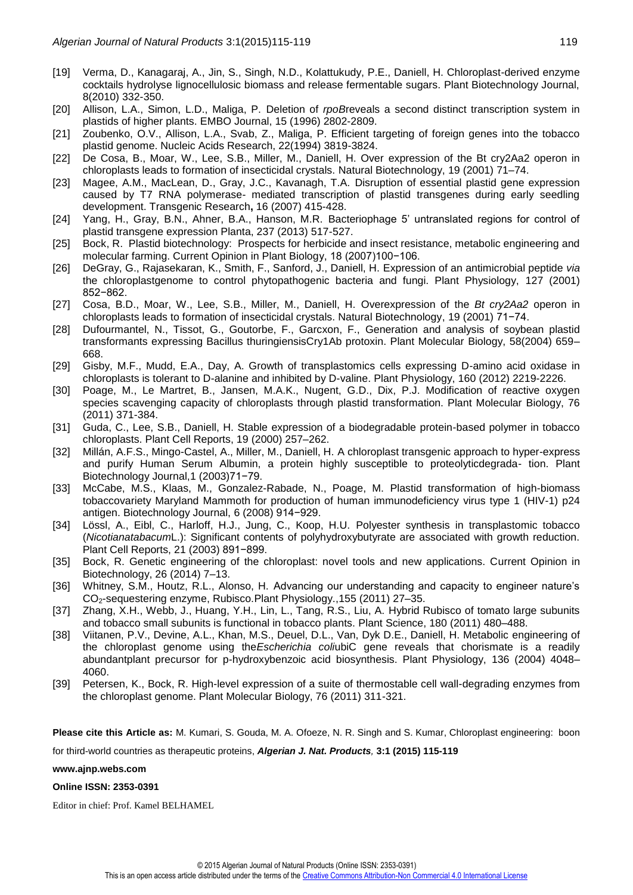[19] Verma, D., Kanagaraj, A., Jin, S., Singh, N.D., Kolattukudy, P.E., Daniell, H. Chloroplast-derived enzyme cocktails hydrolyse lignocellulosic biomass and release fermentable sugars. Plant Biotechnology Journal, 8(2010) 332-350.

[20] Allison, L.A., Simon, L.D., Maliga, P. Deletion of *rpoB*reveals a second distinct transcription system in plastids of higher plants. EMBO Journal, 15 (1996) 2802-2809.

[21] Zoubenko, O.V., Allison, L.A., Svab, Z., Maliga, P. Efficient targeting of foreign genes into the tobacco plastid genome. Nucleic Acids Research, 22(1994) 3819-3824.

[22] De Cosa, B., Moar, W., Lee, S.B., Miller, M., Daniell, H. Over expression of the Bt cry2Aa2 operon in chloroplasts leads to formation of insecticidal crystals. Natural Biotechnology, 19 (2001) 71–74.

[23] Magee, A.M., MacLean, D., Gray, J.C., Kavanagh, T.A. Disruption of essential plastid gene expression caused by T7 RNA polymerase- mediated transcription of plastid transgenes during early seedling development. Transgenic Research**,** 16 (2007) 415-428.

[24] Yang, H., Gray, B.N., Ahner, B.A., Hanson, M.R. Bacteriophage 5' untranslated regions for control of plastid transgene expression Planta, 237 (2013) 517-527.

[25] Bock, R. Plastid biotechnology: Prospects for herbicide and insect resistance, metabolic engineering and molecular farming. Current Opinion in Plant Biology, 18 (2007)100−106.

[26] DeGray, G., Rajasekaran, K., Smith, F., Sanford, J., Daniell, H. Expression of an antimicrobial peptide *via* the chloroplastgenome to control phytopathogenic bacteria and fungi. Plant Physiology, 127 (2001) 852−862.

[27] Cosa, B.D., Moar, W., Lee, S.B., Miller, M., Daniell, H. Overexpression of the *Bt cry2Aa2* operon in chloroplasts leads to formation of insecticidal crystals. Natural Biotechnology, 19 (2001) 71−74.

[28] Dufourmantel, N., Tissot, G., Goutorbe, F., Garcxon, F., Generation and analysis of soybean plastid transformants expressing Bacillus thuringiensisCry1Ab protoxin. Plant Molecular Biology, 58(2004) 659–668.

[29] Gisby, M.F., Mudd, E.A., Day, A. Growth of transplastomics cells expressing D-amino acid oxidase in chloroplasts is tolerant to D-alanine and inhibited by D-valine. Plant Physiology, 160 (2012) 2219-2226.

[30] Poage, M., Le Martret, B., Jansen, M.A.K., Nugent, G.D., Dix, P.J. Modification of reactive oxygen species scavenging capacity of chloroplasts through plastid transformation. Plant Molecular Biology, 76 (2011) 371-384.

[31] Guda, C., Lee, S.B., Daniell, H. Stable expression of a biodegradable protein-based polymer in tobacco chloroplasts. Plant Cell Reports, 19 (2000) 257–262.

[32] Millán, A.F.S., Mingo-Castel, A., Miller, M., Daniell, H. A chloroplast transgenic approach to hyper-express and purify Human Serum Albumin, a protein highly susceptible to proteolyticdegrada- tion. Plant Biotechnology Journal,1 (2003)71−79.

[33] McCabe, M.S., Klaas, M., Gonzalez-Rabade, N., Poage, M. Plastid transformation of high-biomass tobaccovariety Maryland Mammoth for production of human immunodeficiency virus type 1 (HIV-1) p24 antigen. Biotechnology Journal, 6 (2008) 914−929.

[34] Lössl, A., Eibl, C., Harloff, H.J., Jung, C., Koop, H.U. Polyester synthesis in transplastomic tobacco (*Nicotianatabacum*L.): Significant contents of polyhydroxybutyrate are associated with growth reduction. Plant Cell Reports, 21 (2003) 891−899.

[35] Bock, R. Genetic engineering of the chloroplast: novel tools and new applications. Current Opinion in Biotechnology, 26 (2014) 7–13.

[36] Whitney, S.M., Houtz, R.L., Alonso, H. Advancing our understanding and capacity to engineer nature's $CO_2$-sequestering enzyme, Rubisco.Plant Physiology.,155 (2011) 27–35.

[37] Zhang, X.H., Webb, J., Huang, Y.H., Lin, L., Tang, R.S., Liu, A. Hybrid Rubisco of tomato large subunits and tobacco small subunits is functional in tobacco plants. Plant Science, 180 (2011) 480–488.

[38] Viitanen, P.V., Devine, A.L., Khan, M.S., Deuel, D.L., Van, Dyk D.E., Daniell, H. Metabolic engineering of the chloroplast genome using the*Escherichia coli*ubiC gene reveals that chorismate is a readily abundantplant precursor for p-hydroxybenzoic acid biosynthesis. Plant Physiology, 136 (2004) 4048–4060.

[39] Petersen, K., Bock, R. High-level expression of a suite of thermostable cell wall-degrading enzymes from the chloroplast genome. Plant Molecular Biology, 76 (2011) 311-321.

**Please cite this Article as:** M. Kumari, S. Gouda, M. A. Ofoeze, N. R. Singh and S. Kumar, Chloroplast engineering: boon for third-world countries as therapeutic proteins, ***Algerian J. Nat. Products*,** **3:1 (2015) 115-119**

**www.ajnp.webs.com**

**Online ISSN: 2353-0391**

Editor in chief: Prof. Kamel BELHAMEL

© 2015 Algerian Journal of Natural Products (Online ISSN: 2353-0391)

This is an open access article distributed under the terms of the Creative Commons Attribution-Non Commercial 4.0 International License